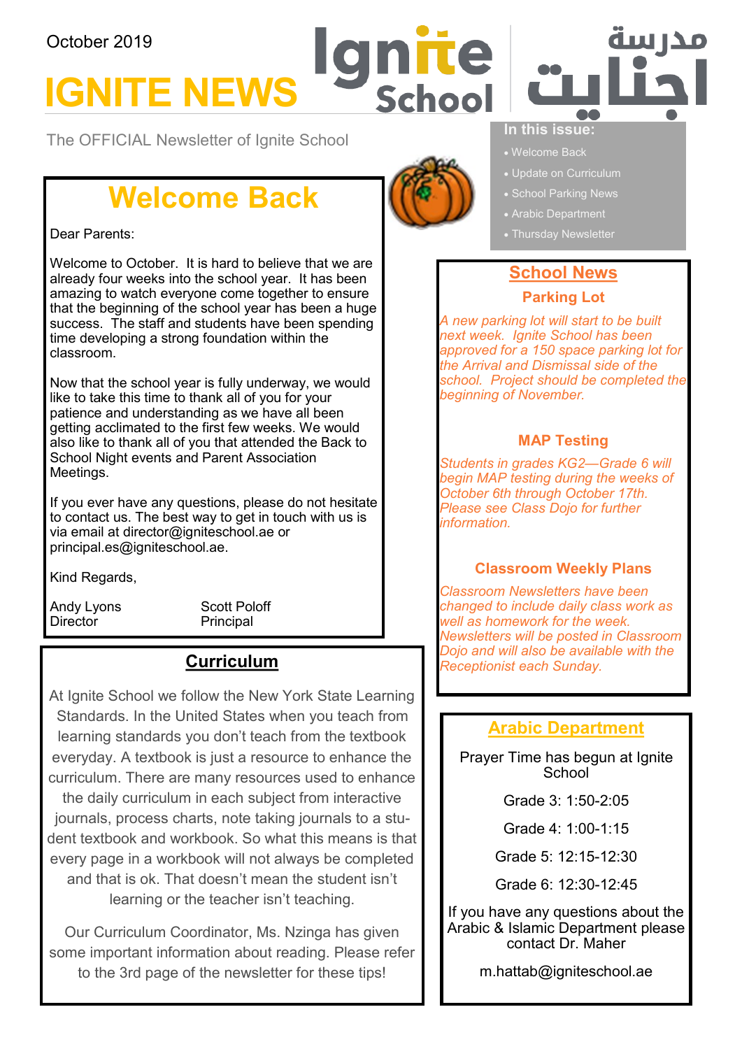October 2019

# IGNITE NEWS

Ignite School

مدرسة إجنايت

The OFFICIAL Newsletter of Ignite School

**In this issue:**

- Welcome Back
- Update on Curriculum
- School Parking News
- Arabic Department
- Thursday Newsletter

## Welcome Back

Dear Parents:

Welcome to October. It is hard to believe that we are already four weeks into the school year. It has been amazing to watch everyone come together to ensure that the beginning of the school year has been a huge success. The staff and students have been spending time developing a strong foundation within the classroom.

Now that the school year is fully underway, we would like to take this time to thank all of you for your patience and understanding as we have all been getting acclimated to the first few weeks. We would also like to thank all of you that attended the Back to School Night events and Parent Association Meetings.

If you ever have any questions, please do not hesitate to contact us. The best way to get in touch with us is via email at director@igniteschool.ae or principal.es@igniteschool.ae.

Kind Regards,

Andy Lyons
Director

Scott Poloff
Principal

## Curriculum

At Ignite School we follow the New York State Learning Standards. In the United States when you teach from learning standards you don't teach from the textbook everyday. A textbook is just a resource to enhance the curriculum. There are many resources used to enhance the daily curriculum in each subject from interactive journals, process charts, note taking journals to a student textbook and workbook. So what this means is that every page in a workbook will not always be completed and that is ok. That doesn't mean the student isn't learning or the teacher isn't teaching.

Our Curriculum Coordinator, Ms. Nzinga has given some important information about reading. Please refer to the 3rd page of the newsletter for these tips!

## School News

### Parking Lot

*A new parking lot will start to be built next week. Ignite School has been approved for a 150 space parking lot for the Arrival and Dismissal side of the school. Project should be completed the beginning of November.*

### MAP Testing

*Students in grades KG2—Grade 6 will begin MAP testing during the weeks of October 6th through October 17th. Please see Class Dojo for further information.*

### Classroom Weekly Plans

*Classroom Newsletters have been changed to include daily class work as well as homework for the week. Newsletters will be posted in Classroom Dojo and will also be available with the Receptionist each Sunday.*

## Arabic Department

Prayer Time has begun at Ignite School

Grade 3: 1:50-2:05

Grade 4: 1:00-1:15

Grade 5: 12:15-12:30

Grade 6: 12:30-12:45

If you have any questions about the Arabic & Islamic Department please contact Dr. Maher

m.hattab@igniteschool.ae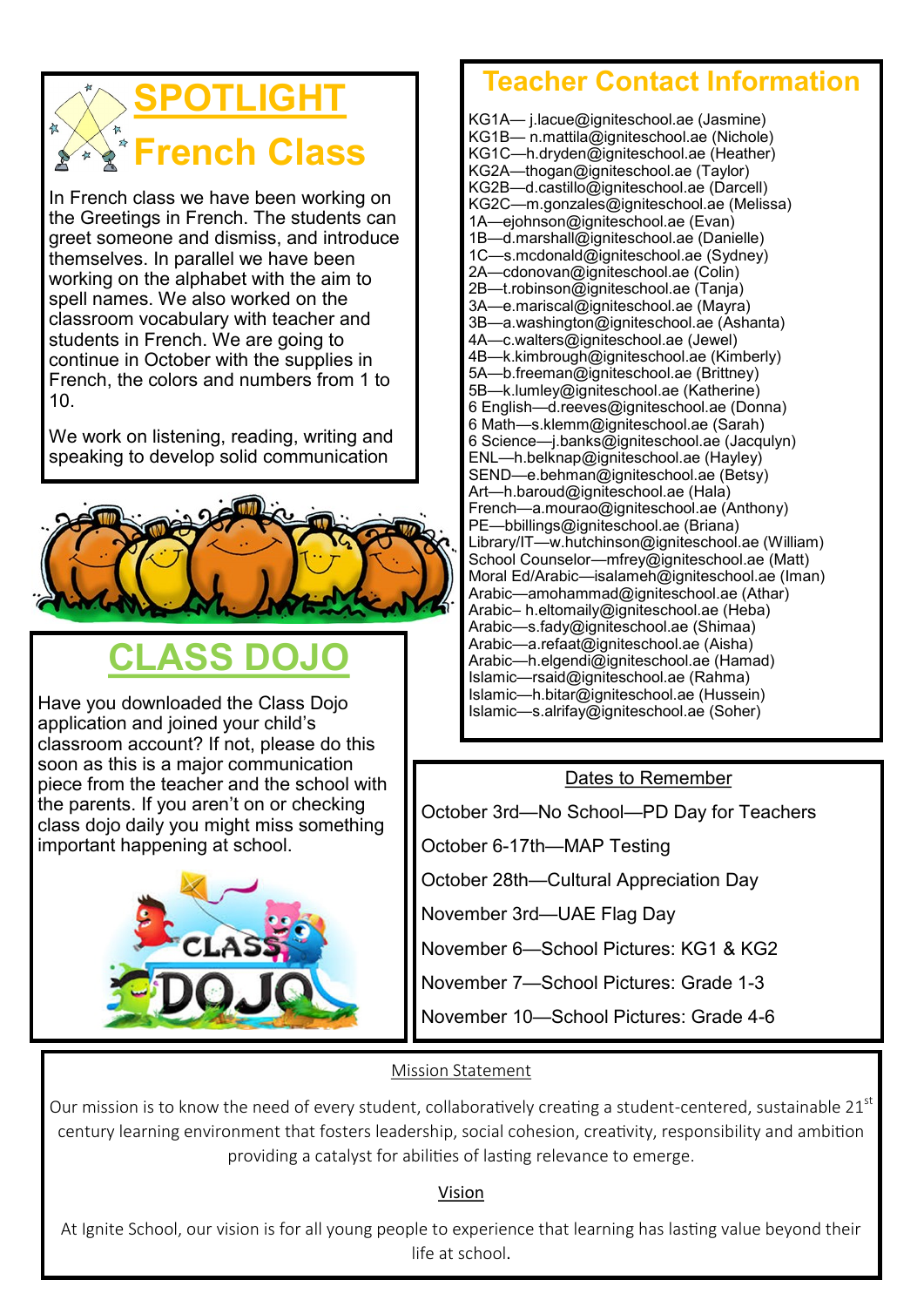## SPOTLIGHT

## French Class

In French class we have been working on the Greetings in French. The students can greet someone and dismiss, and introduce themselves. In parallel we have been working on the alphabet with the aim to spell names. We also worked on the classroom vocabulary with teacher and students in French. We are going to continue in October with the supplies in French, the colors and numbers from 1 to 10.

We work on listening, reading, writing and speaking to develop solid communication

## CLASS DOJO

Have you downloaded the Class Dojo application and joined your child's classroom account? If not, please do this soon as this is a major communication piece from the teacher and the school with the parents. If you aren't on or checking class dojo daily you might miss something important happening at school.

## Teacher Contact Information

KG1A— j.lacue@igniteschool.ae (Jasmine)
KG1B— n.mattila@igniteschool.ae (Nichole)
KG1C—h.dryden@igniteschool.ae (Heather)
KG2A—thogan@igniteschool.ae (Taylor)
KG2B—d.castillo@igniteschool.ae (Darcell)
KG2C—m.gonzales@igniteschool.ae (Melissa)
1A—ejohnson@igniteschool.ae (Evan)
1B—d.marshall@igniteschool.ae (Danielle)
1C—s.mcdonald@igniteschool.ae (Sydney)
2A—cdonovan@igniteschool.ae (Colin)
2B—t.robinson@igniteschool.ae (Tanja)
3A—e.mariscal@igniteschool.ae (Mayra)
3B—a.washington@igniteschool.ae (Ashanta)
4A—c.walters@igniteschool.ae (Jewel)
4B—k.kimbrough@igniteschool.ae (Kimberly)
5A—b.freeman@igniteschool.ae (Brittney)
5B—k.lumley@igniteschool.ae (Katherine)
6 English—d.reeves@igniteschool.ae (Donna)
6 Math—s.klemm@igniteschool.ae (Sarah)
6 Science—j.banks@igniteschool.ae (Jacqulyn)
ENL—h.belknap@igniteschool.ae (Hayley)
SEND—e.behman@igniteschool.ae (Betsy)
Art—h.baroud@igniteschool.ae (Hala)
French—a.mourao@igniteschool.ae (Anthony)
PE—bbillings@igniteschool.ae (Briana)
Library/IT—w.hutchinson@igniteschool.ae (William)
School Counselor—mfrey@igniteschool.ae (Matt)
Moral Ed/Arabic—isalameh@igniteschool.ae (Iman)
Arabic—amohammad@igniteschool.ae (Athar)
Arabic– h.eltomaily@igniteschool.ae (Heba)
Arabic—s.fady@igniteschool.ae (Shimaa)
Arabic—a.refaat@igniteschool.ae (Aisha)
Arabic—h.elgendi@igniteschool.ae (Hamad)
Islamic—rsaid@igniteschool.ae (Rahma)
Islamic—h.bitar@igniteschool.ae (Hussein)
Islamic—s.alrifay@igniteschool.ae (Soher)

### Dates to Remember

October 3rd—No School—PD Day for Teachers

October 6-17th—MAP Testing

October 28th—Cultural Appreciation Day

November 3rd—UAE Flag Day

November 6—School Pictures: KG1 & KG2

November 7—School Pictures: Grade 1-3

November 10—School Pictures: Grade 4-6

### Mission Statement

Our mission is to know the need of every student, collaboratively creating a student-centered, sustainable 21st century learning environment that fosters leadership, social cohesion, creativity, responsibility and ambition providing a catalyst for abilities of lasting relevance to emerge.

### Vision

At Ignite School, our vision is for all young people to experience that learning has lasting value beyond their life at school.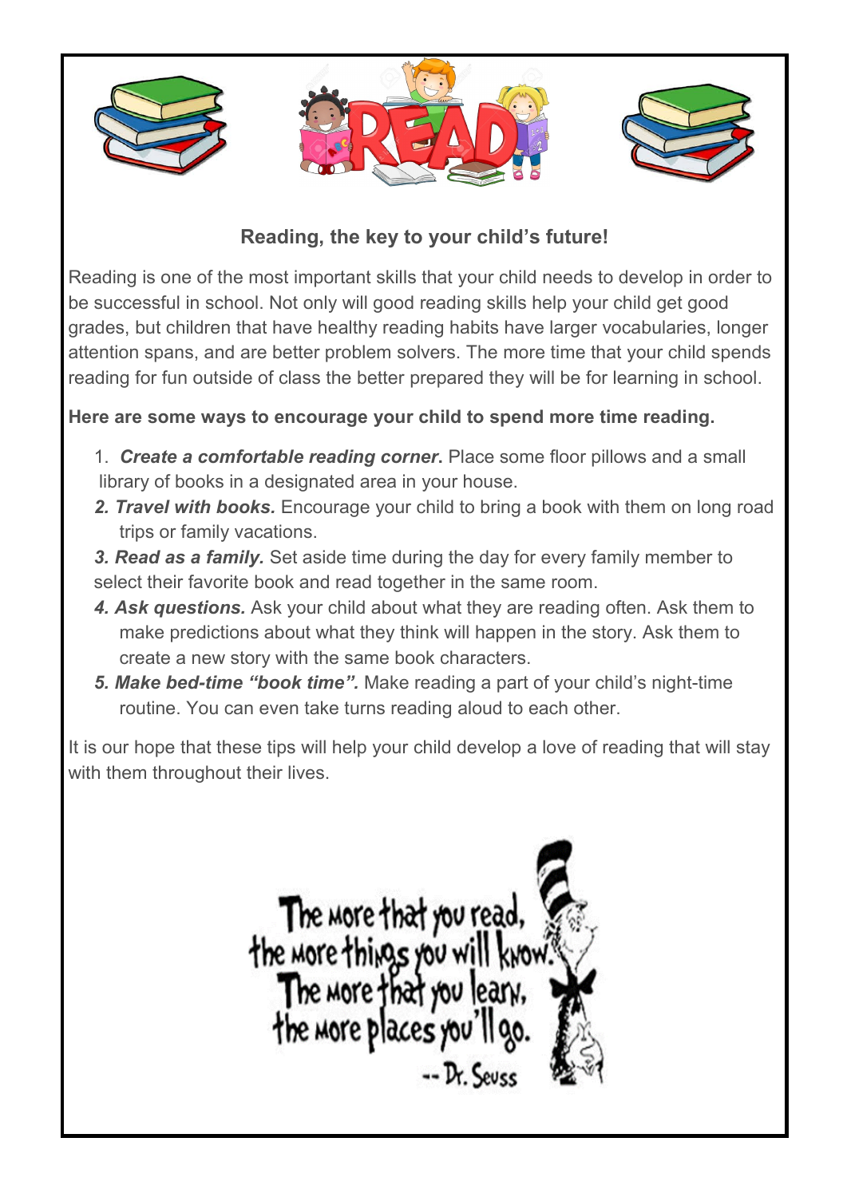## Reading, the key to your child's future!

Reading is one of the most important skills that your child needs to develop in order to be successful in school. Not only will good reading skills help your child get good grades, but children that have healthy reading habits have larger vocabularies, longer attention spans, and are better problem solvers. The more time that your child spends reading for fun outside of class the better prepared they will be for learning in school.

**Here are some ways to encourage your child to spend more time reading.**

1. ***Create a comfortable reading corner*.** Place some floor pillows and a small library of books in a designated area in your house.
2. ***Travel with books.*** Encourage your child to bring a book with them on long road trips or family vacations.
3. ***Read as a family.*** Set aside time during the day for every family member to select their favorite book and read together in the same room.
4. ***Ask questions.*** Ask your child about what they are reading often. Ask them to make predictions about what they think will happen in the story. Ask them to create a new story with the same book characters.
5. ***Make bed-time "book time".*** Make reading a part of your child's night-time routine. You can even take turns reading aloud to each other.

It is our hope that these tips will help your child develop a love of reading that will stay with them throughout their lives.

The more that you read, the more things you will know. The more that you learn, the more places you'll go.
-- Dr. Seuss